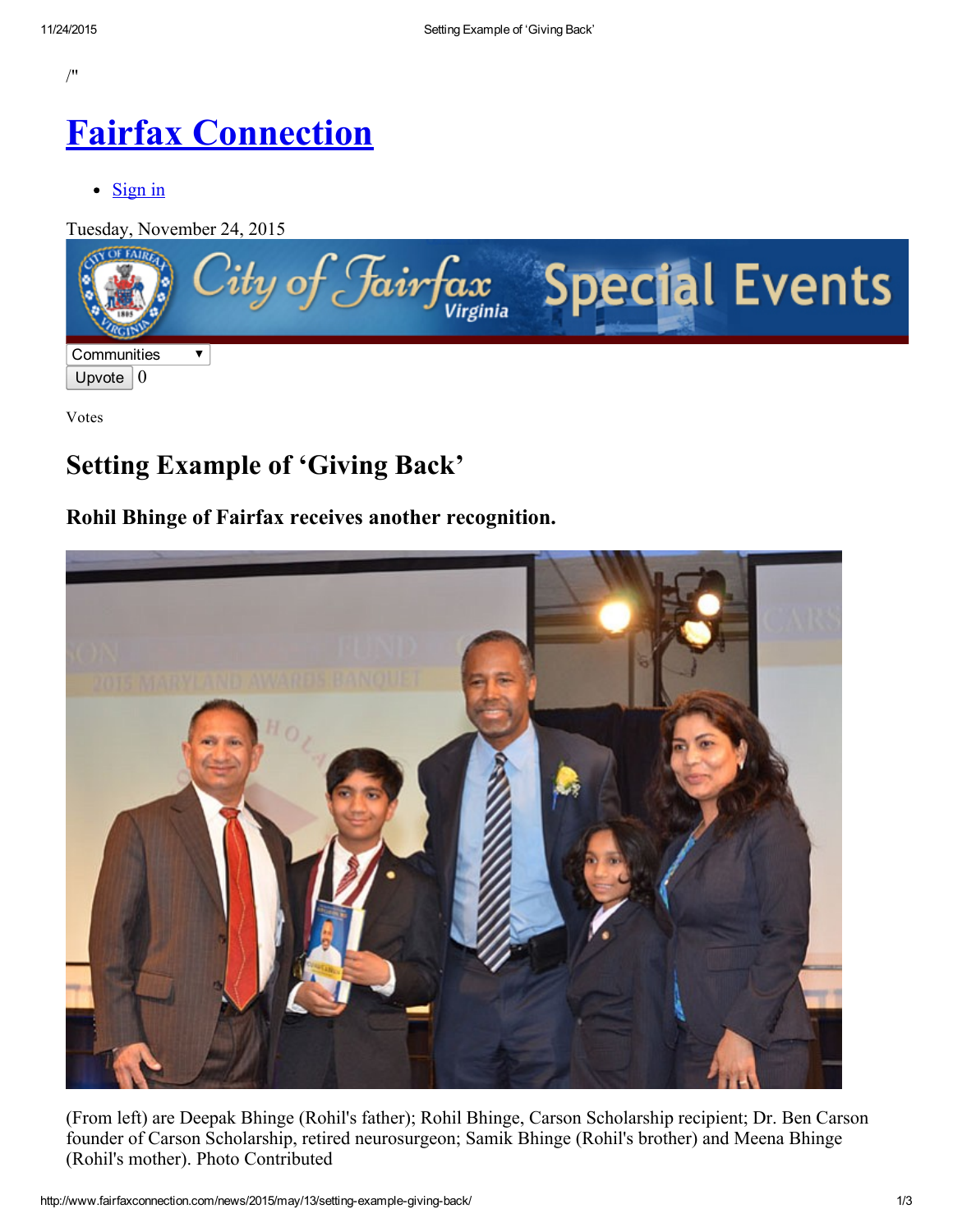/"

# Fairfax Connection

- Sign in

Tuesday, November 24, 2015

Communities

Upvote 0

Votes

## Setting Example of 'Giving Back'

### Rohil Bhinge of Fairfax receives another recognition.

(From left) are Deepak Bhinge (Rohil's father); Rohil Bhinge, Carson Scholarship recipient; Dr. Ben Carson founder of Carson Scholarship, retired neurosurgeon; Samik Bhinge (Rohil's brother) and Meena Bhinge (Rohil's mother). Photo Contributed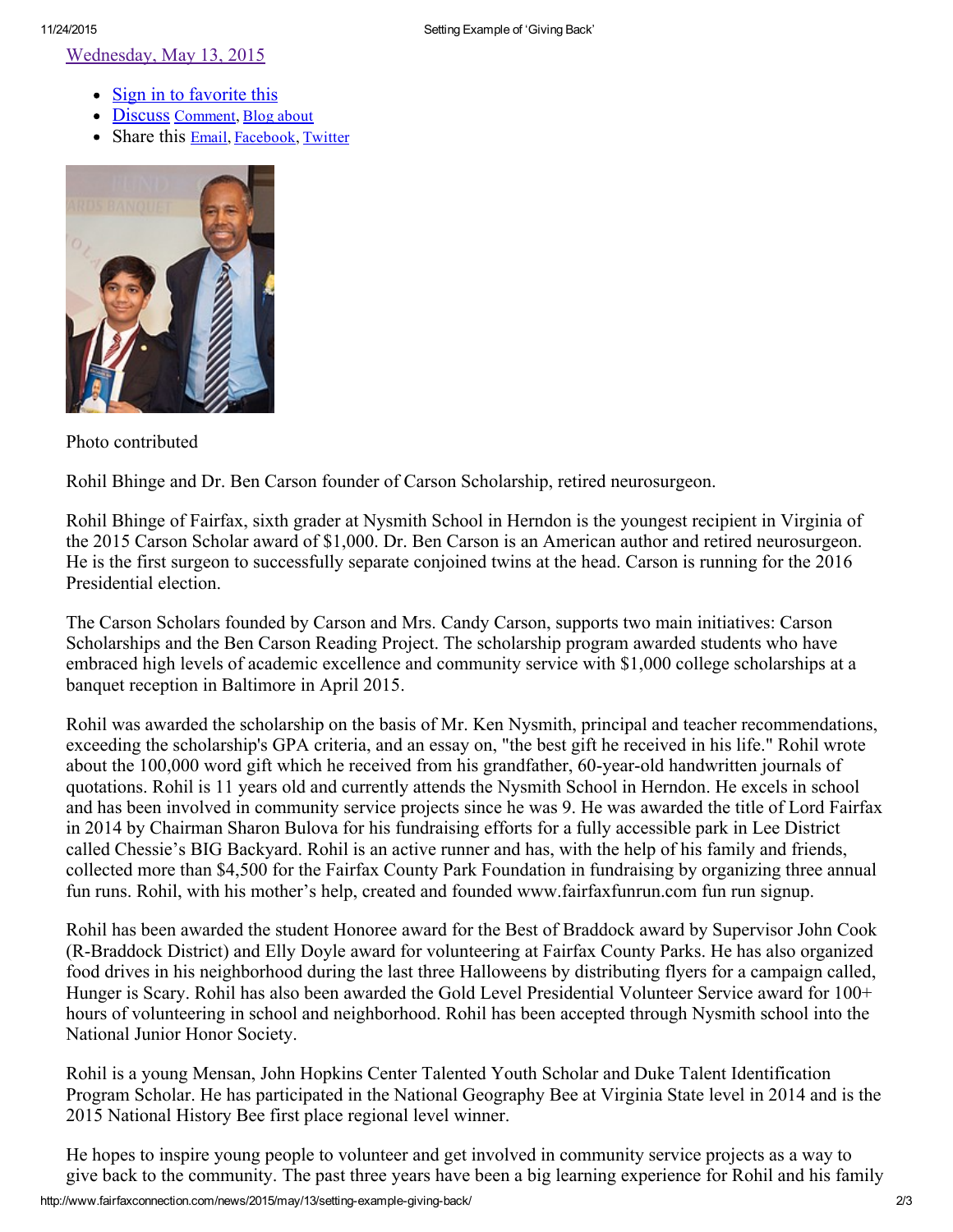Wednesday, May 13, 2015

- Sign in to favorite this
- Discuss Comment, Blog about
- Share this Email, Facebook, Twitter

Photo contributed

Rohil Bhinge and Dr. Ben Carson founder of Carson Scholarship, retired neurosurgeon.

Rohil Bhinge of Fairfax, sixth grader at Nysmith School in Herndon is the youngest recipient in Virginia of the 2015 Carson Scholar award of $1,000. Dr. Ben Carson is an American author and retired neurosurgeon. He is the first surgeon to successfully separate conjoined twins at the head. Carson is running for the 2016 Presidential election.

The Carson Scholars founded by Carson and Mrs. Candy Carson, supports two main initiatives: Carson Scholarships and the Ben Carson Reading Project. The scholarship program awarded students who have embraced high levels of academic excellence and community service with $1,000 college scholarships at a banquet reception in Baltimore in April 2015.

Rohil was awarded the scholarship on the basis of Mr. Ken Nysmith, principal and teacher recommendations, exceeding the scholarship's GPA criteria, and an essay on, "the best gift he received in his life." Rohil wrote about the 100,000 word gift which he received from his grandfather, 60-year-old handwritten journals of quotations. Rohil is 11 years old and currently attends the Nysmith School in Herndon. He excels in school and has been involved in community service projects since he was 9. He was awarded the title of Lord Fairfax in 2014 by Chairman Sharon Bulova for his fundraising efforts for a fully accessible park in Lee District called Chessie's BIG Backyard. Rohil is an active runner and has, with the help of his family and friends, collected more than $4,500 for the Fairfax County Park Foundation in fundraising by organizing three annual fun runs. Rohil, with his mother's help, created and founded www.fairfaxfunrun.com fun run signup.

Rohil has been awarded the student Honoree award for the Best of Braddock award by Supervisor John Cook (R-Braddock District) and Elly Doyle award for volunteering at Fairfax County Parks. He has also organized food drives in his neighborhood during the last three Halloweens by distributing flyers for a campaign called, Hunger is Scary. Rohil has also been awarded the Gold Level Presidential Volunteer Service award for 100+ hours of volunteering in school and neighborhood. Rohil has been accepted through Nysmith school into the National Junior Honor Society.

Rohil is a young Mensan, John Hopkins Center Talented Youth Scholar and Duke Talent Identification Program Scholar. He has participated in the National Geography Bee at Virginia State level in 2014 and is the 2015 National History Bee first place regional level winner.

He hopes to inspire young people to volunteer and get involved in community service projects as a way to give back to the community. The past three years have been a big learning experience for Rohil and his family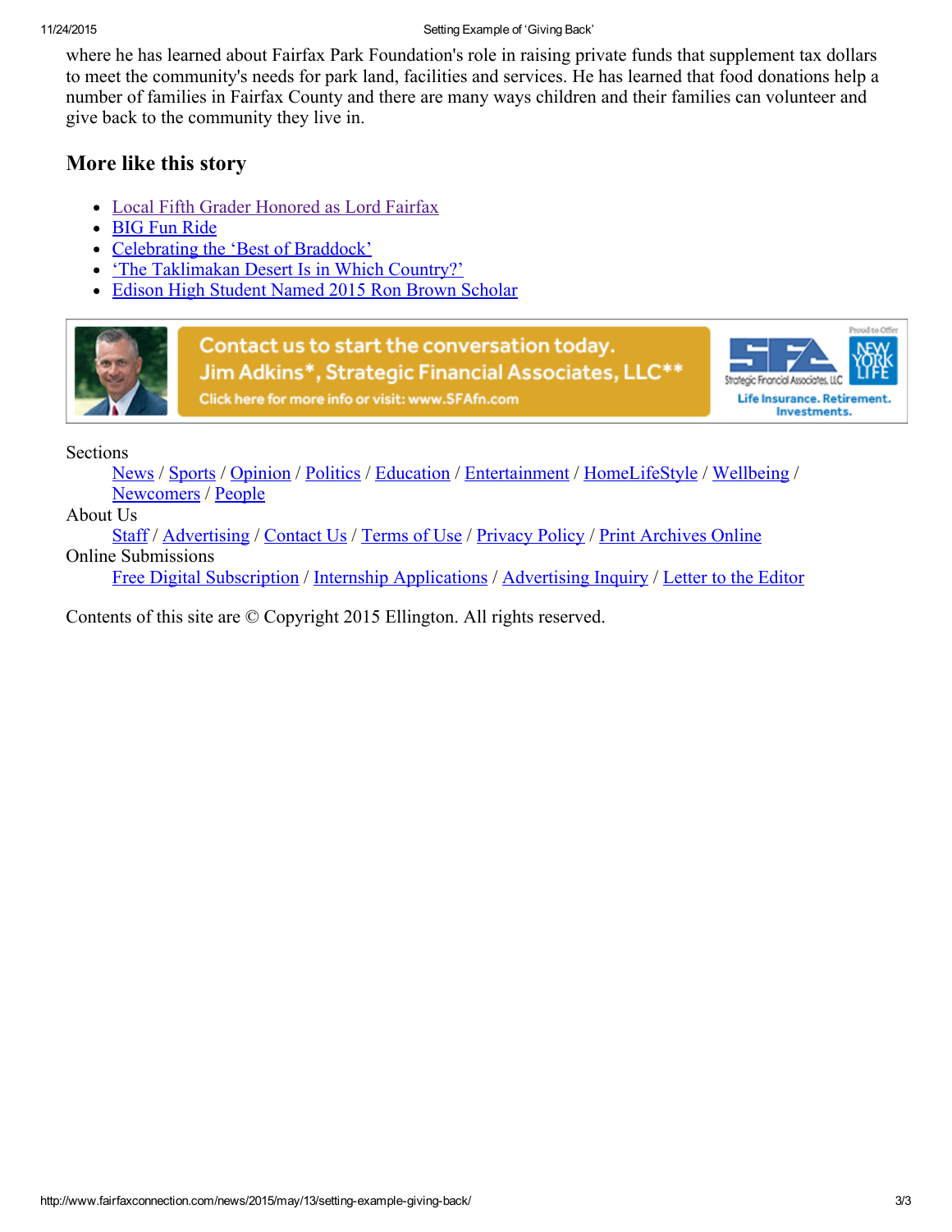where he has learned about Fairfax Park Foundation's role in raising private funds that supplement tax dollars to meet the community's needs for park land, facilities and services. He has learned that food donations help a number of families in Fairfax County and there are many ways children and their families can volunteer and give back to the community they live in.

## More like this story

- Local Fifth Grader Honored as Lord Fairfax
- BIG Fun Ride
- Celebrating the 'Best of Braddock'
- 'The Taklimakan Desert Is in Which Country?'
- Edison High Student Named 2015 Ron Brown Scholar

Sections

News / Sports / Opinion / Politics / Education / Entertainment / HomeLifeStyle / Wellbeing / Newcomers / People

About Us

Staff / Advertising / Contact Us / Terms of Use / Privacy Policy / Print Archives Online

Online Submissions

Free Digital Subscription / Internship Applications / Advertising Inquiry / Letter to the Editor

Contents of this site are © Copyright 2015 Ellington. All rights reserved.